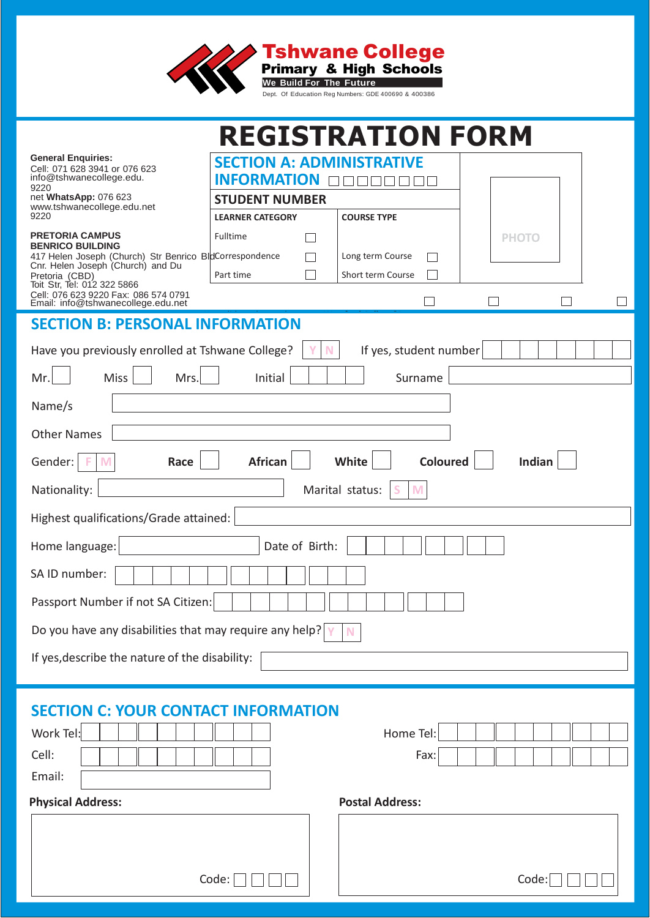**Tshwane College**
**Primary & High Schools**
**We Build For The Future**
Dept. Of Education Reg Numbers: GDE 400690 & 400386

# REGISTRATION FORM

**General Enquiries:**
Cell: 071 628 3941 or 076 623 9220
info@tshwanecollege.edu.net
**WhatsApp:** 076 623 9220
www.tshwanecollege.edu.net

**PRETORIA CAMPUS**
**BENRICO BUILDING**
417 Helen Joseph (Church) Str Benrico Bld
Cnr. Helen Joseph (Church) and Du Toit Str,
Pretoria (CBD)
Tel: 012 322 5866
Cell: 076 623 9220 Fax: 086 574 0791
Email: info@tshwanecollege.edu.net

## SECTION A: ADMINISTRATIVE INFORMATION ☐☐☐☐☐☐☐☐

**STUDENT NUMBER**

| LEARNER CATEGORY | | COURSE TYPE | |
|---|---|---|---|
| Fulltime | ☐ | | |
| Correspondence | ☐ | Long term Course | ☐ |
| Part time | ☐ | Short term Course | ☐ |

PHOTO

## SECTION B: PERSONAL INFORMATION

Have you previously enrolled at Tshwane College? Y N   If yes, student number

Mr. ☐   Miss ☐   Mrs. ☐   Initial   Surname

Name/s

Other Names

Gender: F M   **Race** ☐   **African** ☐   **White** ☐   **Coloured** ☐   **Indian** ☐

Nationality:   Marital status: S M

Highest qualifications/Grade attained:

Home language:   Date of Birth:

SA ID number:

Passport Number if not SA Citizen:

Do you have any disabilities that may require any help? Y N

If yes,describe the nature of the disability:

## SECTION C: YOUR CONTACT INFORMATION

Work Tel:   Home Tel:

Cell:   Fax:

Email:

**Physical Address:**

Code: ☐☐☐☐

**Postal Address:**

Code: ☐☐☐☐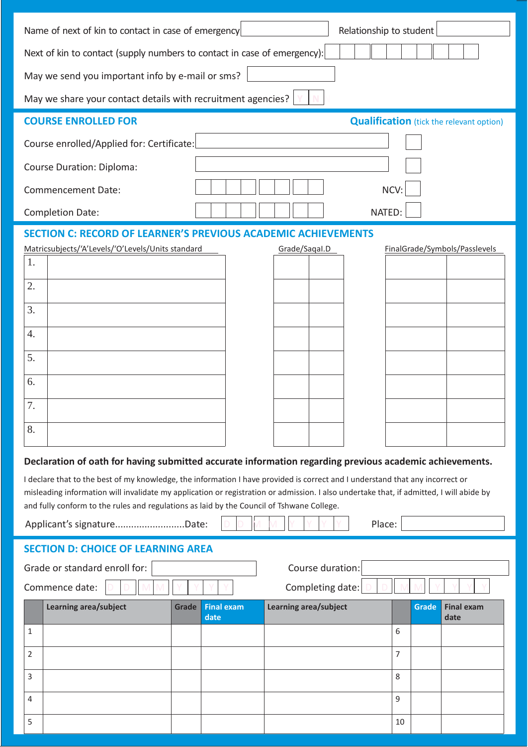Name of next of kin to contact in case of emergency: ____________ Relationship to student: ____________

Next of kin to contact (supply numbers to contact in case of emergency): ____________

May we send you important info by e-mail or sms? ____________

May we share your contact details with recruitment agencies? Y N

## COURSE ENROLLED FOR

**Qualification** (tick the relevant option)

Course enrolled/Applied for: Certificate: ____________ ☐

Course Duration: Diploma: ____________ ☐

Commencement Date: ____________ NCV: ☐

Completion Date: ____________ NATED: ☐

## SECTION C: RECORD OF LEARNER'S PREVIOUS ACADEMIC ACHIEVEMENTS

| Matricsubjects/'A'Levels/'O'Levels/Units standard | Grade/SaqaI.D | FinalGrade/Symbols/Passlevels |
|---|---|---|
| 1. | | |
| 2. | | |
| 3. | | |
| 4. | | |
| 5. | | |
| 6. | | |
| 7. | | |
| 8. | | |

**Declaration of oath for having submitted accurate information regarding previous academic achievements.**

I declare that to the best of my knowledge, the information I have provided is correct and I understand that any incorrect or misleading information will invalidate my application or registration or admission. I also undertake that, if admitted, I will abide by and fully conform to the rules and regulations as laid by the Council of Tshwane College.

Applicant's signature.........................Date: D D M M Y Y Y Y Place: ____________

## SECTION D: CHOICE OF LEARNING AREA

Grade or standard enroll for: ____________ Course duration: ____________

Commence date: D D M M Y Y Y Y Completing date: D D M M Y Y Y Y

| | Learning area/subject | Grade | Final exam date | Learning area/subject | | Grade | Final exam date |
|---|---|---|---|---|---|---|---|
| 1 | | | | | 6 | | |
| 2 | | | | | 7 | | |
| 3 | | | | | 8 | | |
| 4 | | | | | 9 | | |
| 5 | | | | | 10 | | |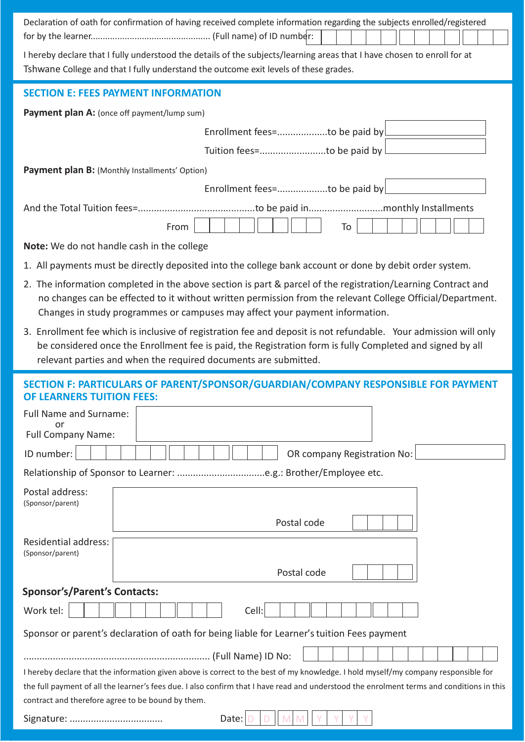Declaration of oath for confirmation of having received complete information regarding the subjects enrolled/registered for by the learner................................................ (Full name) of ID number:

I hereby declare that I fully understood the details of the subjects/learning areas that I have chosen to enroll for at Tshwane College and that I fully understand the outcome exit levels of these grades.

## SECTION E: FEES PAYMENT INFORMATION

**Payment plan A:** (once off payment/lump sum)

Enrollment fees=..................to be paid by

Tuition fees=........................to be paid by

**Payment plan B:** (Monthly Installments' Option)

Enrollment fees=..................to be paid by

And the Total Tuition fees=...........................................to be paid in...........................monthly Installments

From                To

**Note:** We do not handle cash in the college

1. All payments must be directly deposited into the college bank account or done by debit order system.
2. The information completed in the above section is part & parcel of the registration/Learning Contract and no changes can be effected to it without written permission from the relevant College Official/Department. Changes in study programmes or campuses may affect your payment information.
3. Enrollment fee which is inclusive of registration fee and deposit is not refundable. Your admission will only be considered once the Enrollment fee is paid, the Registration form is fully Completed and signed by all relevant parties and when the required documents are submitted.

## SECTION F: PARTICULARS OF PARENT/SPONSOR/GUARDIAN/COMPANY RESPONSIBLE FOR PAYMENT OF LEARNERS TUITION FEES:

Full Name and Surname: or Full Company Name:

ID number:                OR company Registration No:

Relationship of Sponsor to Learner: ................................e.g.: Brother/Employee etc.

Postal address: (Sponsor/parent)

Postal code

Residential address: (Sponsor/parent)

Postal code

**Sponsor's/Parent's Contacts:**

Work tel:                Cell:

Sponsor or parent's declaration of oath for being liable for Learner's tuition Fees payment

.................................................................... (Full Name) ID No:

I hereby declare that the information given above is correct to the best of my knowledge. I hold myself/my company responsible for the full payment of all the learner's fees due. I also confirm that I have read and understood the enrolment terms and conditions in this contract and therefore agree to be bound by them.

Signature: ..................................        Date: D D M M Y Y Y Y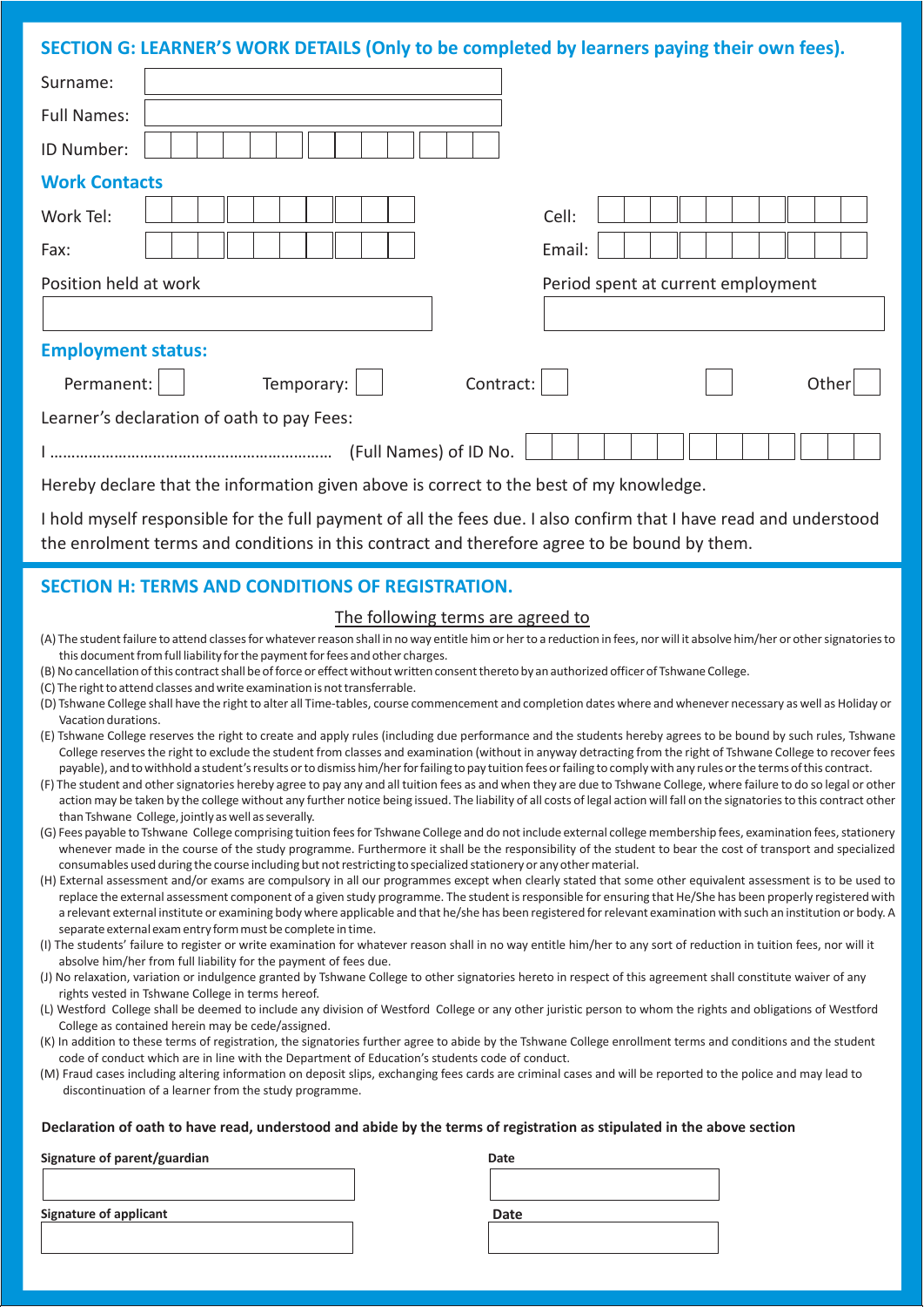## SECTION G: LEARNER'S WORK DETAILS (Only to be completed by learners paying their own fees).

Surname:

Full Names:

ID Number:

### Work Contacts

Work Tel: Cell:

Fax: Email:

Position held at work

Period spent at current employment

### Employment status:

Permanent: Temporary: Contract: Other

Learner's declaration of oath to pay Fees:

I ………………………………………………………… (Full Names) of ID No.

Hereby declare that the information given above is correct to the best of my knowledge.

I hold myself responsible for the full payment of all the fees due. I also confirm that I have read and understood the enrolment terms and conditions in this contract and therefore agree to be bound by them.

## SECTION H: TERMS AND CONDITIONS OF REGISTRATION.

The following terms are agreed to

(A) The student failure to attend classes for whatever reason shall in no way entitle him or her to a reduction in fees, nor will it absolve him/her or other signatories to this document from full liability for the payment for fees and other charges.

(B) No cancellation of this contract shall be of force or effect without written consent thereto by an authorized officer of Tshwane College.

(C) The right to attend classes and write examination is not transferrable.

(D) Tshwane College shall have the right to alter all Time-tables, course commencement and completion dates where and whenever necessary as well as Holiday or Vacation durations.

(E) Tshwane College reserves the right to create and apply rules (including due performance and the students hereby agrees to be bound by such rules, Tshwane College reserves the right to exclude the student from classes and examination (without in anyway detracting from the right of Tshwane College to recover fees payable), and to withhold a student's results or to dismiss him/her for failing to pay tuition fees or failing to comply with any rules or the terms of this contract.

(F) The student and other signatories hereby agree to pay any and all tuition fees as and when they are due to Tshwane College, where failure to do so legal or other action may be taken by the college without any further notice being issued. The liability of all costs of legal action will fall on the signatories to this contract other than Tshwane College, jointly as well as severally.

(G) Fees payable to Tshwane College comprising tuition fees for Tshwane College and do not include external college membership fees, examination fees, stationery whenever made in the course of the study programme. Furthermore it shall be the responsibility of the student to bear the cost of transport and specialized consumables used during the course including but not restricting to specialized stationery or any other material.

(H) External assessment and/or exams are compulsory in all our programmes except when clearly stated that some other equivalent assessment is to be used to replace the external assessment component of a given study programme. The student is responsible for ensuring that He/She has been properly registered with a relevant external institute or examining body where applicable and that he/she has been registered for relevant examination with such an institution or body. A separate external exam entry form must be complete in time.

(I) The students' failure to register or write examination for whatever reason shall in no way entitle him/her to any sort of reduction in tuition fees, nor will it absolve him/her from full liability for the payment of fees due.

(J) No relaxation, variation or indulgence granted by Tshwane College to other signatories hereto in respect of this agreement shall constitute waiver of any rights vested in Tshwane College in terms hereof.

(L) Westford College shall be deemed to include any division of Westford College or any other juristic person to whom the rights and obligations of Westford College as contained herein may be cede/assigned.

(K) In addition to these terms of registration, the signatories further agree to abide by the Tshwane College enrollment terms and conditions and the student code of conduct which are in line with the Department of Education's students code of conduct.

(M) Fraud cases including altering information on deposit slips, exchanging fees cards are criminal cases and will be reported to the police and may lead to discontinuation of a learner from the study programme.

**Declaration of oath to have read, understood and abide by the terms of registration as stipulated in the above section**

**Signature of parent/guardian** **Date**

**Signature of applicant** **Date**